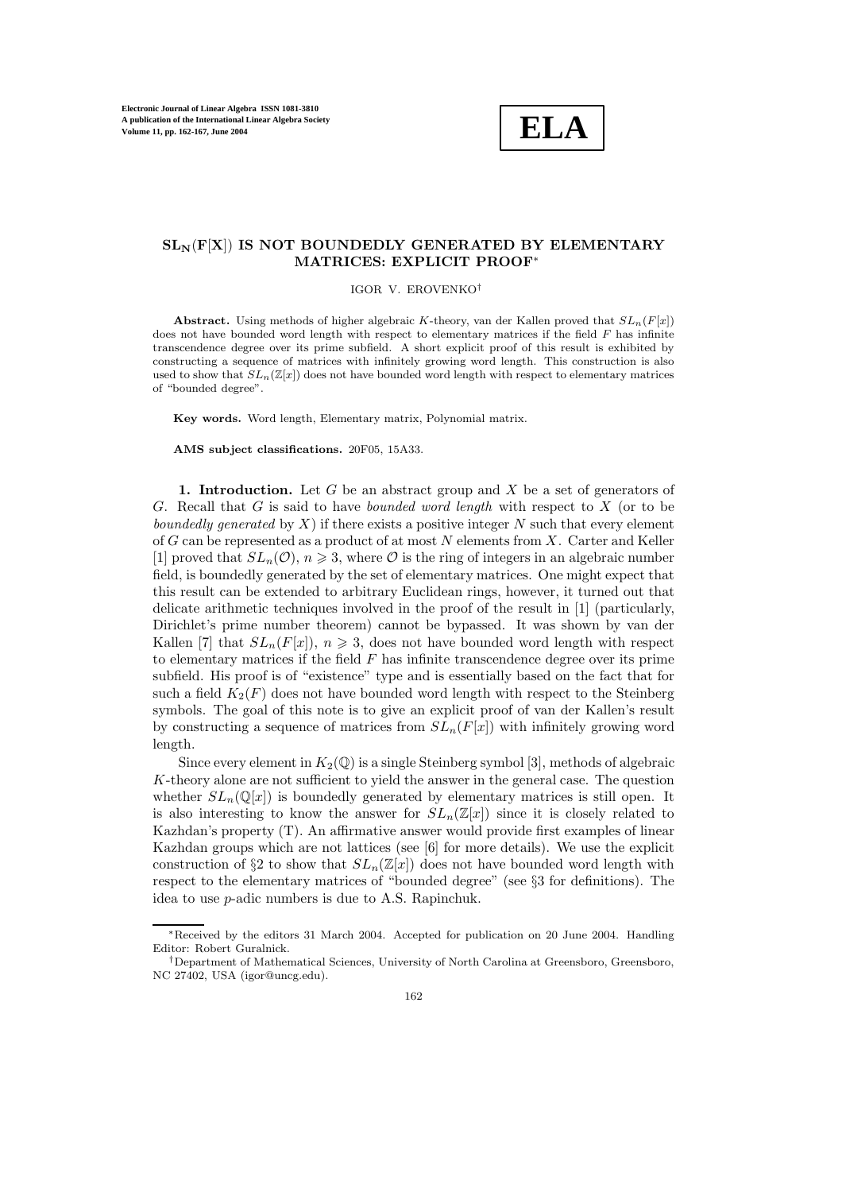# $\mathbf{SL_N(F[X])}$ IS NOT BOUNDEDLY GENERATED BY ELEMENTARY MATRICES: EXPLICIT PROOF*

IGOR V. EROVENKO†

**Abstract.** Using methods of higher algebraic $K$-theory, van der Kallen proved that $SL_n(F[x])$ does not have bounded word length with respect to elementary matrices if the field $F$ has infinite transcendence degree over its prime subfield. A short explicit proof of this result is exhibited by constructing a sequence of matrices with infinitely growing word length. This construction is also used to show that $SL_n(\mathbb{Z}[x])$ does not have bounded word length with respect to elementary matrices of "bounded degree".

**Key words.** Word length, Elementary matrix, Polynomial matrix.

**AMS subject classifications.** 20F05, 15A33.

## 1. Introduction.

Let $G$ be an abstract group and $X$ be a set of generators of $G$. Recall that $G$ is said to have *bounded word length* with respect to $X$ (or to be *boundedly generated* by $X$) if there exists a positive integer $N$ such that every element of $G$ can be represented as a product of at most $N$ elements from $X$. Carter and Keller [1] proved that $SL_n(\mathcal{O})$, $n \geqslant 3$, where $\mathcal{O}$ is the ring of integers in an algebraic number field, is boundedly generated by the set of elementary matrices. One might expect that this result can be extended to arbitrary Euclidean rings, however, it turned out that delicate arithmetic techniques involved in the proof of the result in [1] (particularly, Dirichlet's prime number theorem) cannot be bypassed. It was shown by van der Kallen [7] that $SL_n(F[x])$, $n \geqslant 3$, does not have bounded word length with respect to elementary matrices if the field $F$ has infinite transcendence degree over its prime subfield. His proof is of "existence" type and is essentially based on the fact that for such a field $K_2(F)$ does not have bounded word length with respect to the Steinberg symbols. The goal of this note is to give an explicit proof of van der Kallen's result by constructing a sequence of matrices from $SL_n(F[x])$ with infinitely growing word length.

Since every element in $K_2(\mathbb{Q})$ is a single Steinberg symbol [3], methods of algebraic $K$-theory alone are not sufficient to yield the answer in the general case. The question whether $SL_n(\mathbb{Q}[x])$ is boundedly generated by elementary matrices is still open. It is also interesting to know the answer for $SL_n(\mathbb{Z}[x])$ since it is closely related to Kazhdan's property (T). An affirmative answer would provide first examples of linear Kazhdan groups which are not lattices (see [6] for more details). We use the explicit construction of §2 to show that $SL_n(\mathbb{Z}[x])$ does not have bounded word length with respect to the elementary matrices of "bounded degree" (see §3 for definitions). The idea to use $p$-adic numbers is due to A.S. Rapinchuk.

---

*Received by the editors 31 March 2004. Accepted for publication on 20 June 2004. Handling Editor: Robert Guralnick.

†Department of Mathematical Sciences, University of North Carolina at Greensboro, Greensboro, NC 27402, USA (igor@uncg.edu).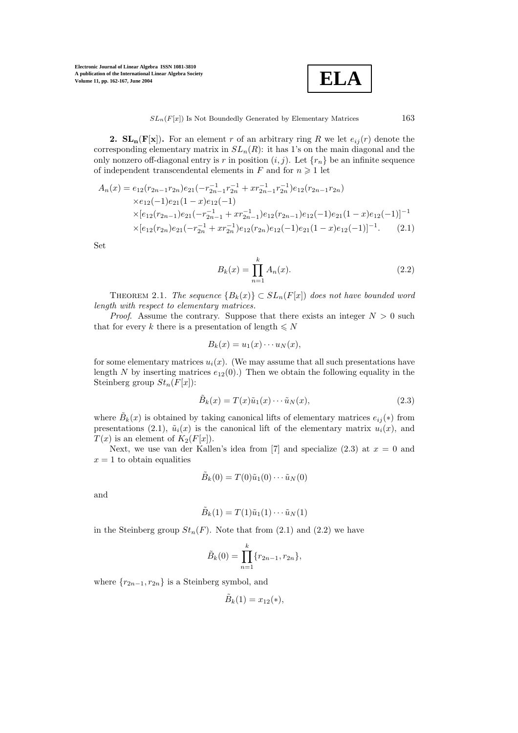**2. $\mathbf{SL_n(F[x])}$.** For an element $r$ of an arbitrary ring $R$ we let $e_{ij}(r)$ denote the corresponding elementary matrix in $SL_n(R)$: it has 1's on the main diagonal and the only nonzero off-diagonal entry is $r$ in position $(i,j)$. Let $\{r_n\}$ be an infinite sequence of independent transcendental elements in $F$ and for $n \geqslant 1$ let

$$
\begin{aligned}
A_n(x) = {} & e_{12}(r_{2n-1}r_{2n})e_{21}(-r_{2n-1}^{-1}r_{2n}^{-1} + xr_{2n-1}^{-1}r_{2n}^{-1})e_{12}(r_{2n-1}r_{2n}) \\
& \times e_{12}(-1)e_{21}(1-x)e_{12}(-1) \\
& \times [e_{12}(r_{2n-1})e_{21}(-r_{2n-1}^{-1} + xr_{2n-1}^{-1})e_{12}(r_{2n-1})e_{12}(-1)e_{21}(1-x)e_{12}(-1)]^{-1} \\
& \times [e_{12}(r_{2n})e_{21}(-r_{2n}^{-1} + xr_{2n}^{-1})e_{12}(r_{2n})e_{12}(-1)e_{21}(1-x)e_{12}(-1)]^{-1}. \qquad (2.1)
\end{aligned}
$$

Set

$$
B_k(x) = \prod_{n=1}^{k} A_n(x). \tag{2.2}
$$

THEOREM 2.1. *The sequence $\{B_k(x)\} \subset SL_n(F[x])$ does not have bounded word length with respect to elementary matrices.*

*Proof.* Assume the contrary. Suppose that there exists an integer $N > 0$ such that for every $k$ there is a presentation of length $\leqslant N$

$$
B_k(x) = u_1(x) \cdots u_N(x),
$$

for some elementary matrices $u_i(x)$. (We may assume that all such presentations have length $N$ by inserting matrices $e_{12}(0)$.) Then we obtain the following equality in the Steinberg group $St_n(F[x])$:

$$
\tilde{B}_k(x) = T(x)\tilde{u}_1(x) \cdots \tilde{u}_N(x), \tag{2.3}
$$

where $\tilde{B}_k(x)$ is obtained by taking canonical lifts of elementary matrices $e_{ij}(*)$ from presentations (2.1), $\tilde{u}_i(x)$ is the canonical lift of the elementary matrix $u_i(x)$, and $T(x)$ is an element of $K_2(F[x])$.

Next, we use van der Kallen's idea from [7] and specialize (2.3) at $x = 0$ and $x = 1$ to obtain equalities

$$
\tilde{B}_k(0) = T(0)\tilde{u}_1(0) \cdots \tilde{u}_N(0)
$$

and

$$
\tilde{B}_k(1) = T(1)\tilde{u}_1(1) \cdots \tilde{u}_N(1)
$$

in the Steinberg group $St_n(F)$. Note that from (2.1) and (2.2) we have

$$
\tilde{B}_k(0) = \prod_{n=1}^{k} \{r_{2n-1}, r_{2n}\},
$$

where $\{r_{2n-1}, r_{2n}\}$ is a Steinberg symbol, and

$$
\tilde{B}_k(1) = x_{12}(*),
$$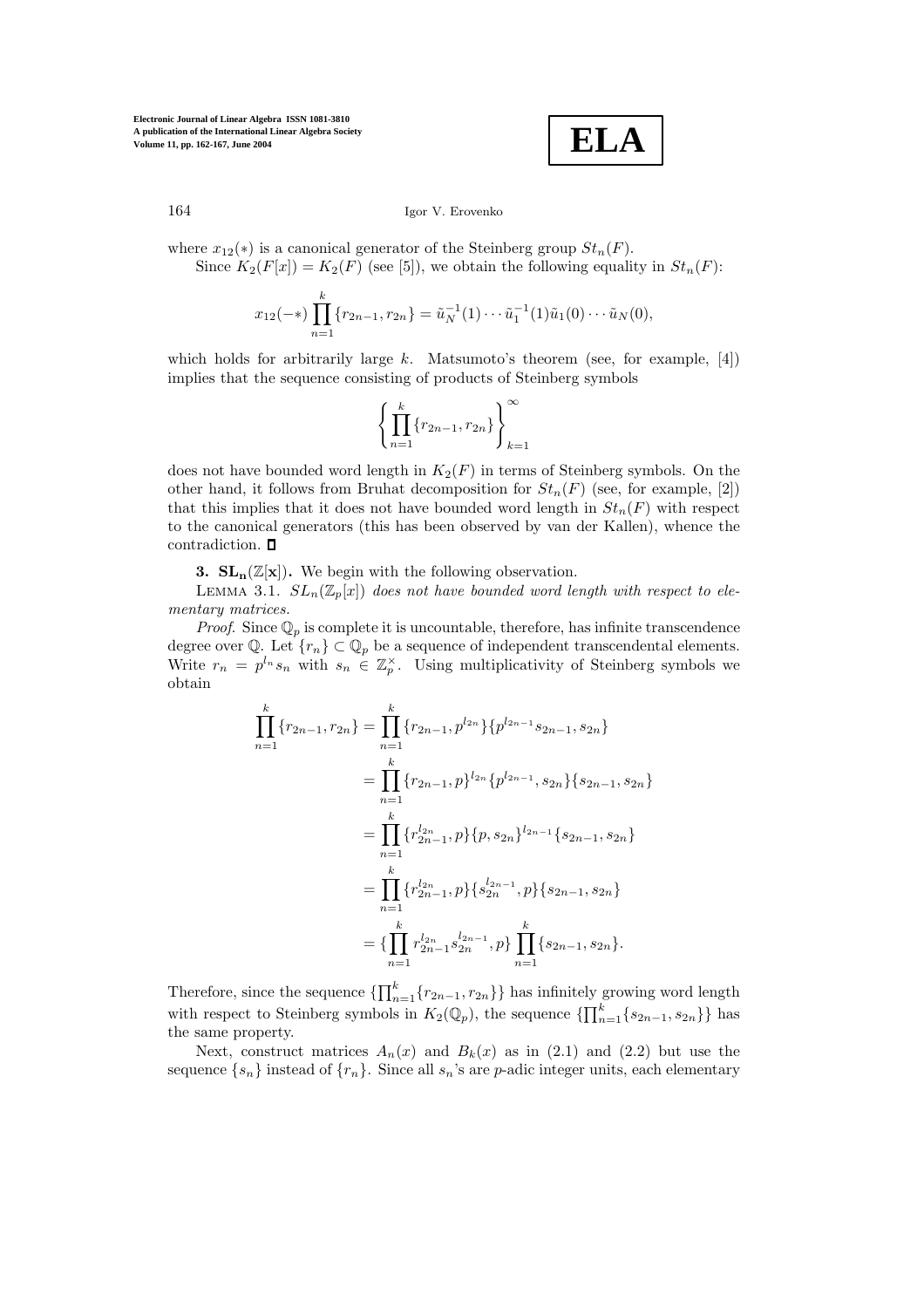where $x_{12}(*)$ is a canonical generator of the Steinberg group $St_n(F)$.

Since $K_2(F[x]) = K_2(F)$ (see [5]), we obtain the following equality in $St_n(F)$:

$$x_{12}(-*) \prod_{n=1}^{k} \{r_{2n-1}, r_{2n}\} = \tilde{u}_N^{-1}(1) \cdots \tilde{u}_1^{-1}(1) \tilde{u}_1(0) \cdots \tilde{u}_N(0),$$

which holds for arbitrarily large $k$. Matsumoto's theorem (see, for example, [4]) implies that the sequence consisting of products of Steinberg symbols

$$\left\{ \prod_{n=1}^{k} \{r_{2n-1}, r_{2n}\} \right\}_{k=1}^{\infty}$$

does not have bounded word length in $K_2(F)$ in terms of Steinberg symbols. On the other hand, it follows from Bruhat decomposition for $St_n(F)$ (see, for example, [2]) that this implies that it does not have bounded word length in $St_n(F)$ with respect to the canonical generators (this has been observed by van der Kallen), whence the contradiction. □

**3. $\mathbf{SL_n}(\mathbb{Z}[\mathbf{x}])$.** We begin with the following observation.

LEMMA 3.1. *$SL_n(\mathbb{Z}_p[x])$ does not have bounded word length with respect to elementary matrices.*

*Proof.* Since $\mathbb{Q}_p$ is complete it is uncountable, therefore, has infinite transcendence degree over $\mathbb{Q}$. Let $\{r_n\} \subset \mathbb{Q}_p$ be a sequence of independent transcendental elements. Write $r_n = p^{l_n} s_n$ with $s_n \in \mathbb{Z}_p^\times$. Using multiplicativity of Steinberg symbols we obtain

$$\begin{aligned}
\prod_{n=1}^{k} \{r_{2n-1}, r_{2n}\} &= \prod_{n=1}^{k} \{r_{2n-1}, p^{l_{2n}}\}\{p^{l_{2n-1}} s_{2n-1}, s_{2n}\} \\
&= \prod_{n=1}^{k} \{r_{2n-1}, p\}^{l_{2n}} \{p^{l_{2n-1}}, s_{2n}\}\{s_{2n-1}, s_{2n}\} \\
&= \prod_{n=1}^{k} \{r_{2n-1}^{l_{2n}}, p\}\{p, s_{2n}\}^{l_{2n-1}} \{s_{2n-1}, s_{2n}\} \\
&= \prod_{n=1}^{k} \{r_{2n-1}^{l_{2n}}, p\}\{s_{2n}^{l_{2n-1}}, p\}\{s_{2n-1}, s_{2n}\} \\
&= \{\prod_{n=1}^{k} r_{2n-1}^{l_{2n}} s_{2n}^{l_{2n-1}}, p\} \prod_{n=1}^{k} \{s_{2n-1}, s_{2n}\}.
\end{aligned}$$

Therefore, since the sequence $\{\prod_{n=1}^{k}\{r_{2n-1}, r_{2n}\}\}$ has infinitely growing word length with respect to Steinberg symbols in $K_2(\mathbb{Q}_p)$, the sequence $\{\prod_{n=1}^{k}\{s_{2n-1}, s_{2n}\}\}$ has the same property.

Next, construct matrices $A_n(x)$ and $B_k(x)$ as in (2.1) and (2.2) but use the sequence $\{s_n\}$ instead of $\{r_n\}$. Since all $s_n$'s are $p$-adic integer units, each elementary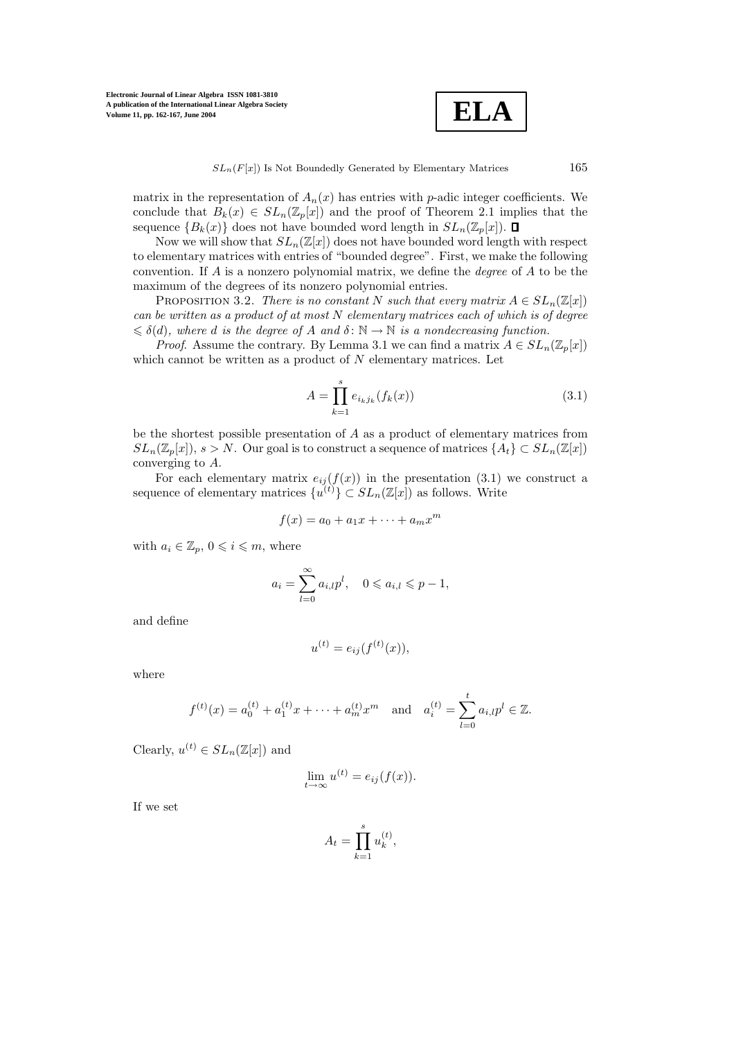matrix in the representation of $A_n(x)$ has entries with $p$-adic integer coefficients. We conclude that $B_k(x) \in SL_n(\mathbb{Z}_p[x])$ and the proof of Theorem 2.1 implies that the sequence $\{B_k(x)\}$ does not have bounded word length in $SL_n(\mathbb{Z}_p[x])$. ∎

Now we will show that $SL_n(\mathbb{Z}[x])$ does not have bounded word length with respect to elementary matrices with entries of "bounded degree". First, we make the following convention. If $A$ is a nonzero polynomial matrix, we define the *degree* of $A$ to be the maximum of the degrees of its nonzero polynomial entries.

PROPOSITION 3.2. *There is no constant $N$ such that every matrix $A \in SL_n(\mathbb{Z}[x])$ can be written as a product of at most $N$ elementary matrices each of which is of degree $\leqslant \delta(d)$, where $d$ is the degree of $A$ and $\delta\colon \mathbb{N} \to \mathbb{N}$ is a nondecreasing function.*

*Proof.* Assume the contrary. By Lemma 3.1 we can find a matrix $A \in SL_n(\mathbb{Z}_p[x])$ which cannot be written as a product of $N$ elementary matrices. Let

$$A = \prod_{k=1}^{s} e_{i_k j_k}(f_k(x)) \tag{3.1}$$

be the shortest possible presentation of $A$ as a product of elementary matrices from $SL_n(\mathbb{Z}_p[x])$, $s > N$. Our goal is to construct a sequence of matrices $\{A_t\} \subset SL_n(\mathbb{Z}[x])$ converging to $A$.

For each elementary matrix $e_{ij}(f(x))$ in the presentation (3.1) we construct a sequence of elementary matrices $\{u^{(t)}\} \subset SL_n(\mathbb{Z}[x])$ as follows. Write

$$f(x) = a_0 + a_1 x + \cdots + a_m x^m$$

with $a_i \in \mathbb{Z}_p$, $0 \leqslant i \leqslant m$, where

$$a_i = \sum_{l=0}^{\infty} a_{i,l} p^l, \quad 0 \leqslant a_{i,l} \leqslant p-1,$$

and define

$$u^{(t)} = e_{ij}(f^{(t)}(x)),$$

where

$$f^{(t)}(x) = a_0^{(t)} + a_1^{(t)} x + \cdots + a_m^{(t)} x^m \quad \text{and} \quad a_i^{(t)} = \sum_{l=0}^{t} a_{i,l} p^l \in \mathbb{Z}.$$

Clearly, $u^{(t)} \in SL_n(\mathbb{Z}[x])$ and

$$\lim_{t \to \infty} u^{(t)} = e_{ij}(f(x)).$$

If we set

$$A_t = \prod_{k=1}^{s} u_k^{(t)},$$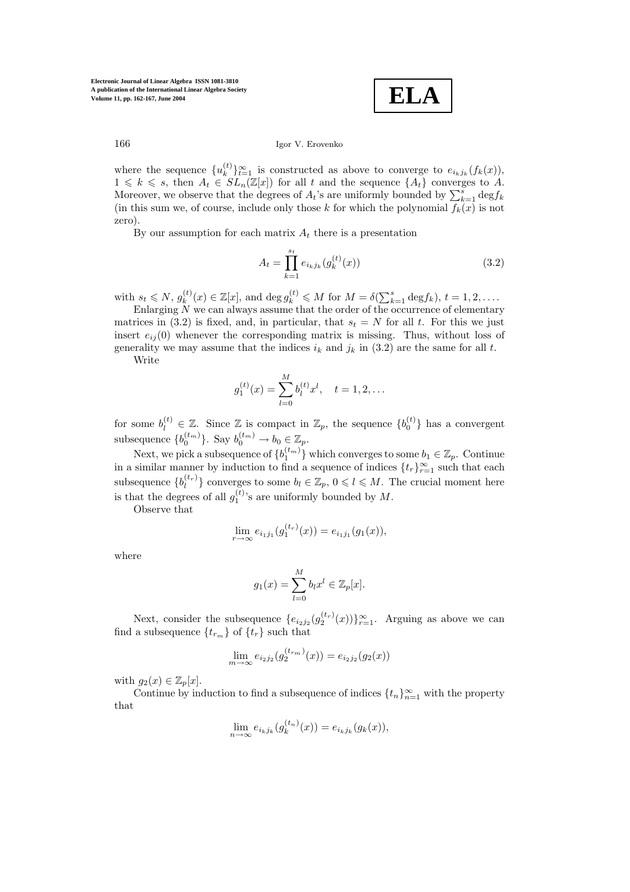where the sequence $\{u_k^{(t)}\}_{t=1}^{\infty}$ is constructed as above to converge to $e_{i_k j_k}(f_k(x))$, $1 \leqslant k \leqslant s$, then $A_t \in SL_n(\mathbb{Z}[x])$ for all $t$ and the sequence $\{A_t\}$ converges to $A$. Moreover, we observe that the degrees of $A_t$'s are uniformly bounded by $\sum_{k=1}^{s} \deg f_k$ (in this sum we, of course, include only those $k$ for which the polynomial $f_k(x)$ is not zero).

By our assumption for each matrix $A_t$ there is a presentation

$$A_t = \prod_{k=1}^{s_t} e_{i_k j_k}(g_k^{(t)}(x)) \tag{3.2}$$

with $s_t \leqslant N$, $g_k^{(t)}(x) \in \mathbb{Z}[x]$, and $\deg g_k^{(t)} \leqslant M$ for $M = \delta(\sum_{k=1}^{s} \deg f_k)$, $t = 1, 2, \ldots$.

Enlarging $N$ we can always assume that the order of the occurrence of elementary matrices in (3.2) is fixed, and, in particular, that $s_t = N$ for all $t$. For this we just insert $e_{ij}(0)$ whenever the corresponding matrix is missing. Thus, without loss of generality we may assume that the indices $i_k$ and $j_k$ in (3.2) are the same for all $t$.

Write

$$g_1^{(t)}(x) = \sum_{l=0}^{M} b_l^{(t)} x^l, \quad t = 1, 2, \ldots$$

for some $b_l^{(t)} \in \mathbb{Z}$. Since $\mathbb{Z}$ is compact in $\mathbb{Z}_p$, the sequence $\{b_0^{(t)}\}$ has a convergent subsequence $\{b_0^{(t_m)}\}$. Say $b_0^{(t_m)} \to b_0 \in \mathbb{Z}_p$.

Next, we pick a subsequence of $\{b_1^{(t_m)}\}$ which converges to some $b_1 \in \mathbb{Z}_p$. Continue in a similar manner by induction to find a sequence of indices $\{t_r\}_{r=1}^{\infty}$ such that each subsequence $\{b_l^{(t_r)}\}$ converges to some $b_l \in \mathbb{Z}_p$, $0 \leqslant l \leqslant M$. The crucial moment here is that the degrees of all $g_1^{(t)}$'s are uniformly bounded by $M$.

Observe that

$$\lim_{r\to\infty} e_{i_1 j_1}(g_1^{(t_r)}(x)) = e_{i_1 j_1}(g_1(x)),$$

where

$$g_1(x) = \sum_{l=0}^{M} b_l x^l \in \mathbb{Z}_p[x].$$

Next, consider the subsequence $\{e_{i_2 j_2}(g_2^{(t_r)}(x))\}_{r=1}^{\infty}$. Arguing as above we can find a subsequence $\{t_{r_m}\}$ of $\{t_r\}$ such that

$$\lim_{m\to\infty} e_{i_2 j_2}(g_2^{(t_{r_m})}(x)) = e_{i_2 j_2}(g_2(x))$$

with $g_2(x) \in \mathbb{Z}_p[x]$.

Continue by induction to find a subsequence of indices $\{t_n\}_{n=1}^{\infty}$ with the property that

$$\lim_{n\to\infty} e_{i_k j_k}(g_k^{(t_n)}(x)) = e_{i_k j_k}(g_k(x)),$$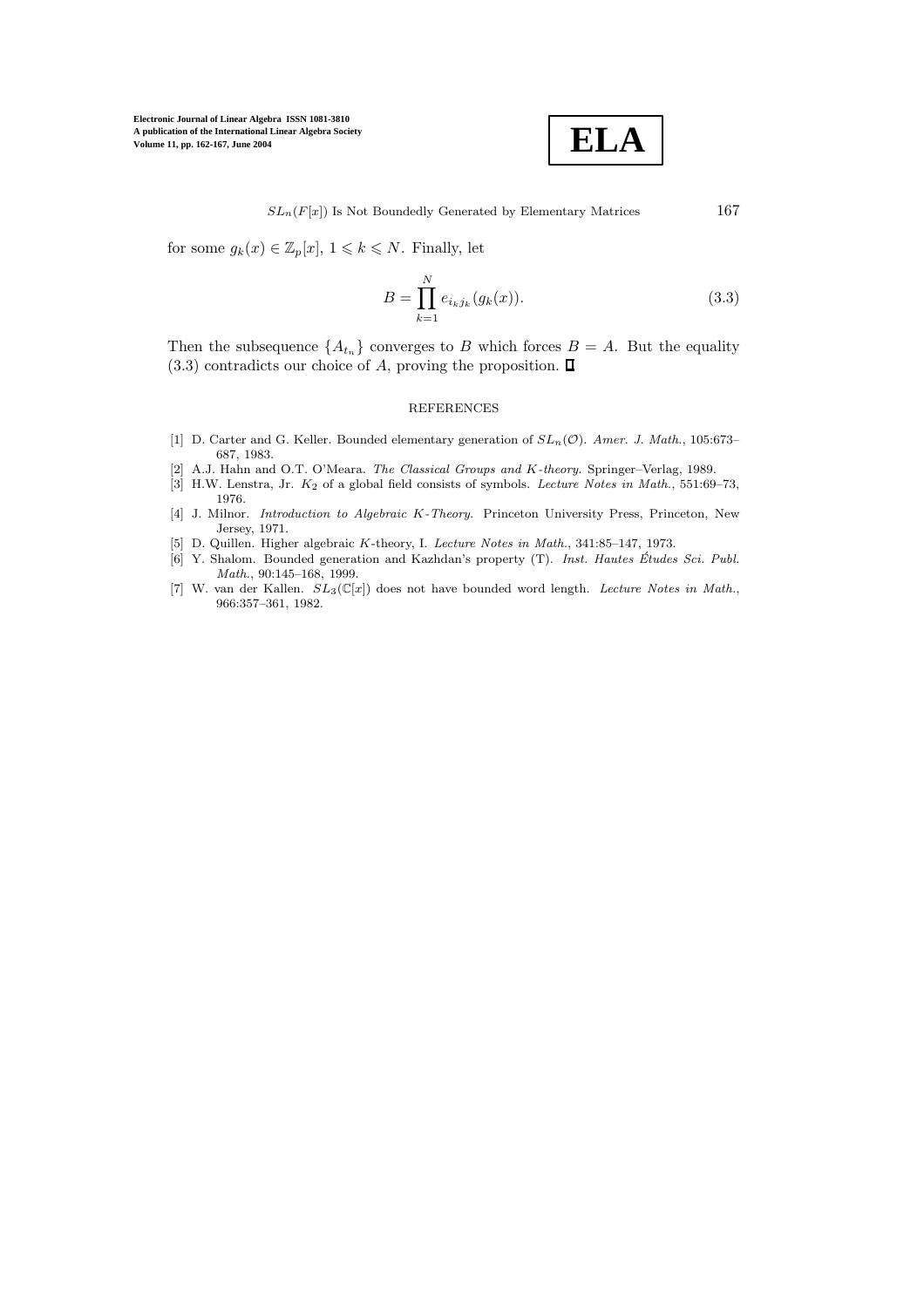for some $g_k(x) \in \mathbb{Z}_p[x]$, $1 \leqslant k \leqslant N$. Finally, let

$$B = \prod_{k=1}^{N} e_{i_k j_k}(g_k(x)). \tag{3.3}$$

Then the subsequence $\{A_{t_n}\}$ converges to $B$ which forces $B = A$. But the equality (3.3) contradicts our choice of $A$, proving the proposition. $\square$

## REFERENCES

[1] D. Carter and G. Keller. Bounded elementary generation of $SL_n(\mathcal{O})$. *Amer. J. Math.*, 105:673–687, 1983.

[2] A.J. Hahn and O.T. O'Meara. *The Classical Groups and K-theory.* Springer–Verlag, 1989.

[3] H.W. Lenstra, Jr. $K_2$ of a global field consists of symbols. *Lecture Notes in Math.*, 551:69–73, 1976.

[4] J. Milnor. *Introduction to Algebraic K-Theory.* Princeton University Press, Princeton, New Jersey, 1971.

[5] D. Quillen. Higher algebraic $K$-theory, I. *Lecture Notes in Math.*, 341:85–147, 1973.

[6] Y. Shalom. Bounded generation and Kazhdan's property (T). *Inst. Hautes Études Sci. Publ. Math.*, 90:145–168, 1999.

[7] W. van der Kallen. $SL_3(\mathbb{C}[x])$ does not have bounded word length. *Lecture Notes in Math.*, 966:357–361, 1982.